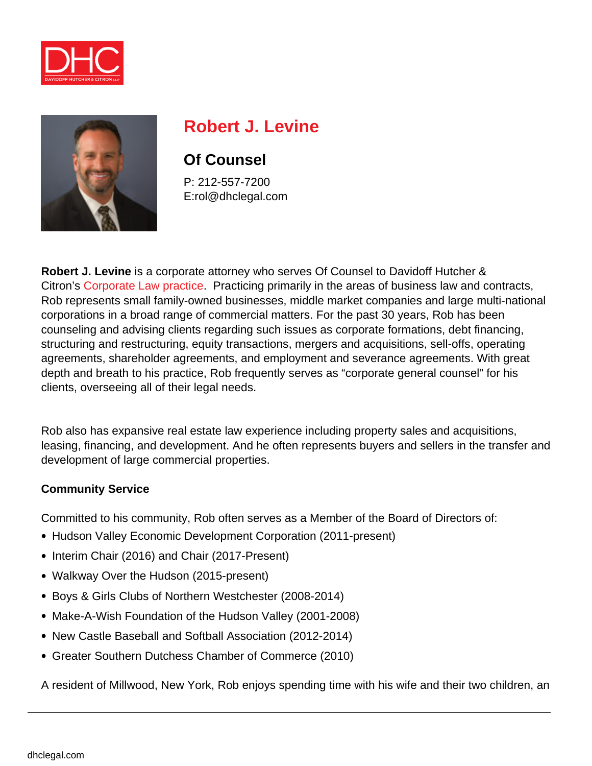# Robert J. Levine

## Of Counsel

P: 212-557-7200
E:rol@dhclegal.com

**Robert J. Levine** is a corporate attorney who serves Of Counsel to Davidoff Hutcher & Citron's Corporate Law practice. Practicing primarily in the areas of business law and contracts, Rob represents small family-owned businesses, middle market companies and large multi-national corporations in a broad range of commercial matters. For the past 30 years, Rob has been counseling and advising clients regarding such issues as corporate formations, debt financing, structuring and restructuring, equity transactions, mergers and acquisitions, sell-offs, operating agreements, shareholder agreements, and employment and severance agreements. With great depth and breath to his practice, Rob frequently serves as "corporate general counsel" for his clients, overseeing all of their legal needs.

Rob also has expansive real estate law experience including property sales and acquisitions, leasing, financing, and development. And he often represents buyers and sellers in the transfer and development of large commercial properties.

**Community Service**

Committed to his community, Rob often serves as a Member of the Board of Directors of:

- Hudson Valley Economic Development Corporation (2011-present)
- Interim Chair (2016) and Chair (2017-Present)
- Walkway Over the Hudson (2015-present)
- Boys & Girls Clubs of Northern Westchester (2008-2014)
- Make-A-Wish Foundation of the Hudson Valley (2001-2008)
- New Castle Baseball and Softball Association (2012-2014)
- Greater Southern Dutchess Chamber of Commerce (2010)

A resident of Millwood, New York, Rob enjoys spending time with his wife and their two children, an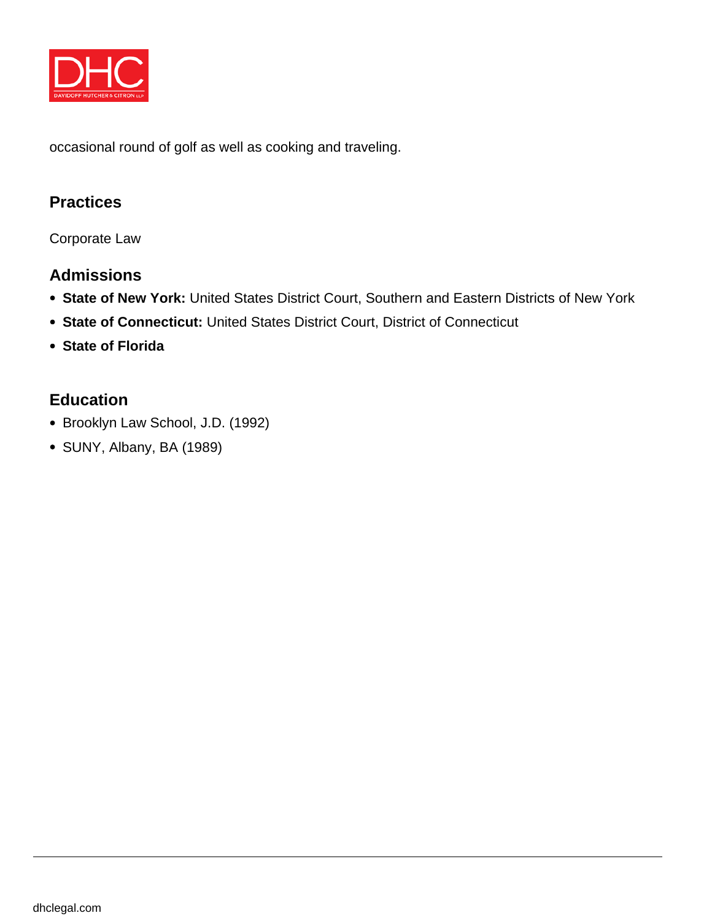occasional round of golf as well as cooking and traveling.

## Practices

Corporate Law

## Admissions

- **State of New York:** United States District Court, Southern and Eastern Districts of New York
- **State of Connecticut:** United States District Court, District of Connecticut
- **State of Florida**

## Education

- Brooklyn Law School, J.D. (1992)
- SUNY, Albany, BA (1989)